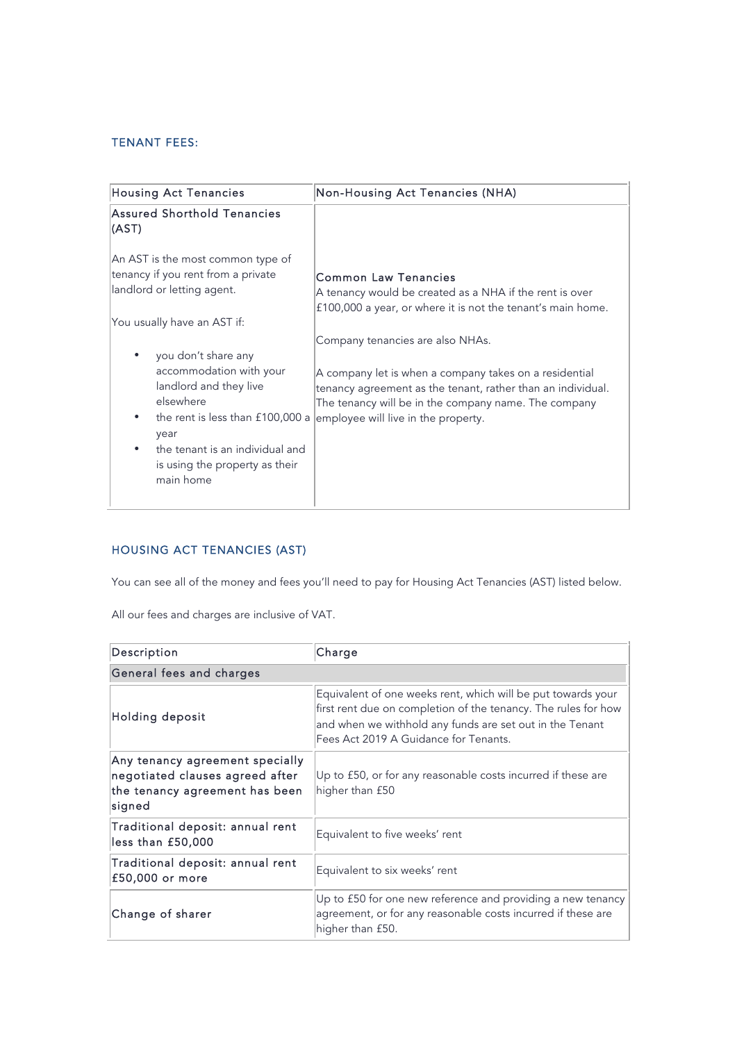## TENANT FEES:

| Housing Act Tenancies | Non-Housing Act Tenancies (NHA) |
| --- | --- |
| **Assured Shorthold Tenancies (AST)**<br><br>An AST is the most common type of tenancy if you rent from a private landlord or letting agent.<br><br>You usually have an AST if:<br><br>• you don't share any accommodation with your landlord and they live elsewhere<br>• the rent is less than £100,000 a year<br>• the tenant is an individual and is using the property as their main home | **Common Law Tenancies**<br>A tenancy would be created as a NHA if the rent is over £100,000 a year, or where it is not the tenant's main home.<br><br>Company tenancies are also NHAs.<br><br>A company let is when a company takes on a residential tenancy agreement as the tenant, rather than an individual. The tenancy will be in the company name. The company employee will live in the property. |

## HOUSING ACT TENANCIES (AST)

You can see all of the money and fees you'll need to pay for Housing Act Tenancies (AST) listed below.

All our fees and charges are inclusive of VAT.

| Description | Charge |
| --- | --- |
| **General fees and charges** | |
| Holding deposit | Equivalent of one weeks rent, which will be put towards your first rent due on completion of the tenancy. The rules for how and when we withhold any funds are set out in the Tenant Fees Act 2019 A Guidance for Tenants. |
| Any tenancy agreement specially negotiated clauses agreed after the tenancy agreement has been signed | Up to £50, or for any reasonable costs incurred if these are higher than £50 |
| Traditional deposit: annual rent less than £50,000 | Equivalent to five weeks' rent |
| Traditional deposit: annual rent £50,000 or more | Equivalent to six weeks' rent |
| Change of sharer | Up to £50 for one new reference and providing a new tenancy agreement, or for any reasonable costs incurred if these are higher than £50. |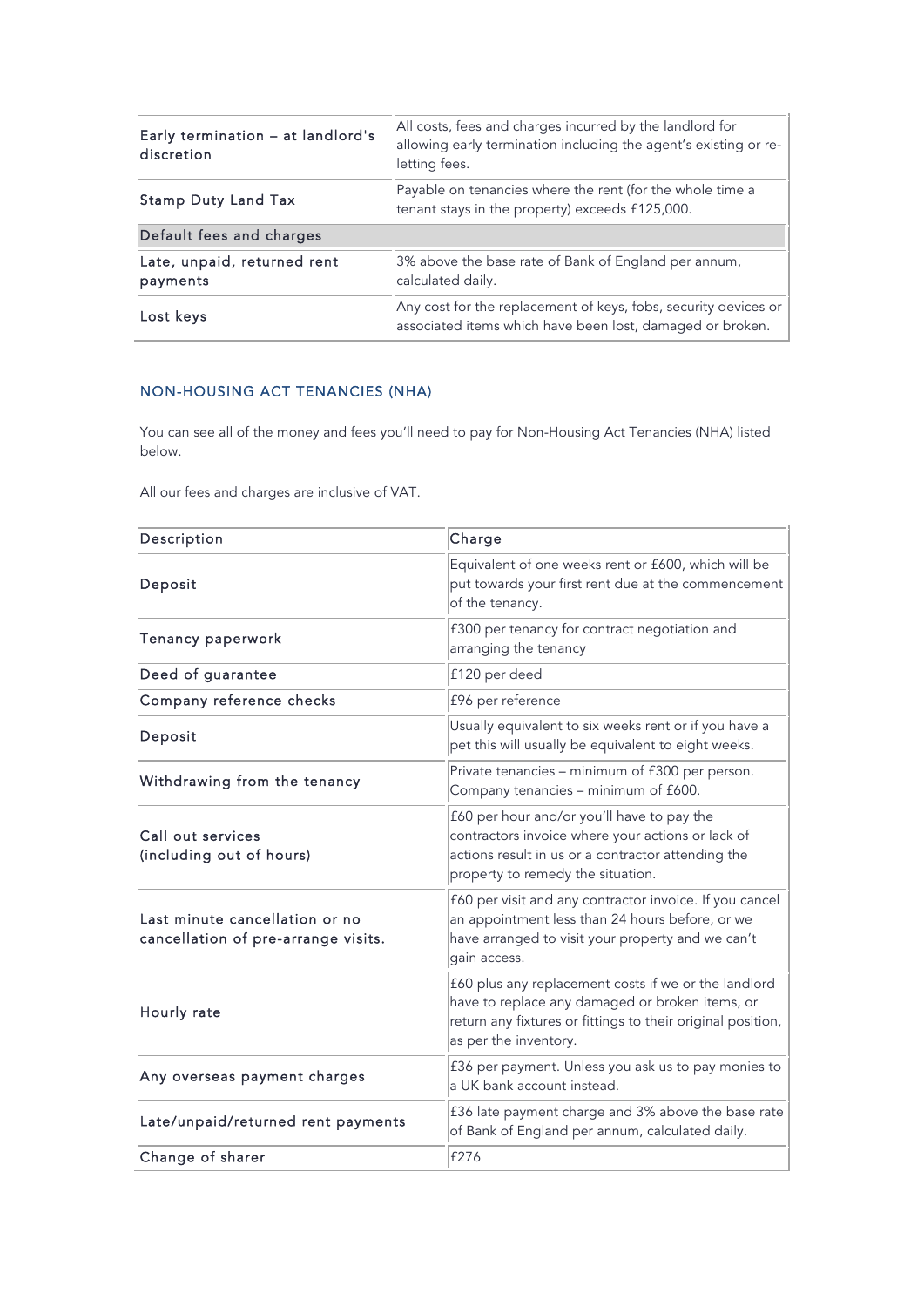| | |
|---|---|
| Early termination – at landlord's discretion | All costs, fees and charges incurred by the landlord for allowing early termination including the agent's existing or re-letting fees. |
| Stamp Duty Land Tax | Payable on tenancies where the rent (for the whole time a tenant stays in the property) exceeds £125,000. |
| Default fees and charges | |
| Late, unpaid, returned rent payments | 3% above the base rate of Bank of England per annum, calculated daily. |
| Lost keys | Any cost for the replacement of keys, fobs, security devices or associated items which have been lost, damaged or broken. |

## NON-HOUSING ACT TENANCIES (NHA)

You can see all of the money and fees you'll need to pay for Non-Housing Act Tenancies (NHA) listed below.

All our fees and charges are inclusive of VAT.

| Description | Charge |
|---|---|
| Deposit | Equivalent of one weeks rent or £600, which will be put towards your first rent due at the commencement of the tenancy. |
| Tenancy paperwork | £300 per tenancy for contract negotiation and arranging the tenancy |
| Deed of guarantee | £120 per deed |
| Company reference checks | £96 per reference |
| Deposit | Usually equivalent to six weeks rent or if you have a pet this will usually be equivalent to eight weeks. |
| Withdrawing from the tenancy | Private tenancies – minimum of £300 per person. Company tenancies – minimum of £600. |
| Call out services (including out of hours) | £60 per hour and/or you'll have to pay the contractors invoice where your actions or lack of actions result in us or a contractor attending the property to remedy the situation. |
| Last minute cancellation or no cancellation of pre-arrange visits. | £60 per visit and any contractor invoice. If you cancel an appointment less than 24 hours before, or we have arranged to visit your property and we can't gain access. |
| Hourly rate | £60 plus any replacement costs if we or the landlord have to replace any damaged or broken items, or return any fixtures or fittings to their original position, as per the inventory. |
| Any overseas payment charges | £36 per payment. Unless you ask us to pay monies to a UK bank account instead. |
| Late/unpaid/returned rent payments | £36 late payment charge and 3% above the base rate of Bank of England per annum, calculated daily. |
| Change of sharer | £276 |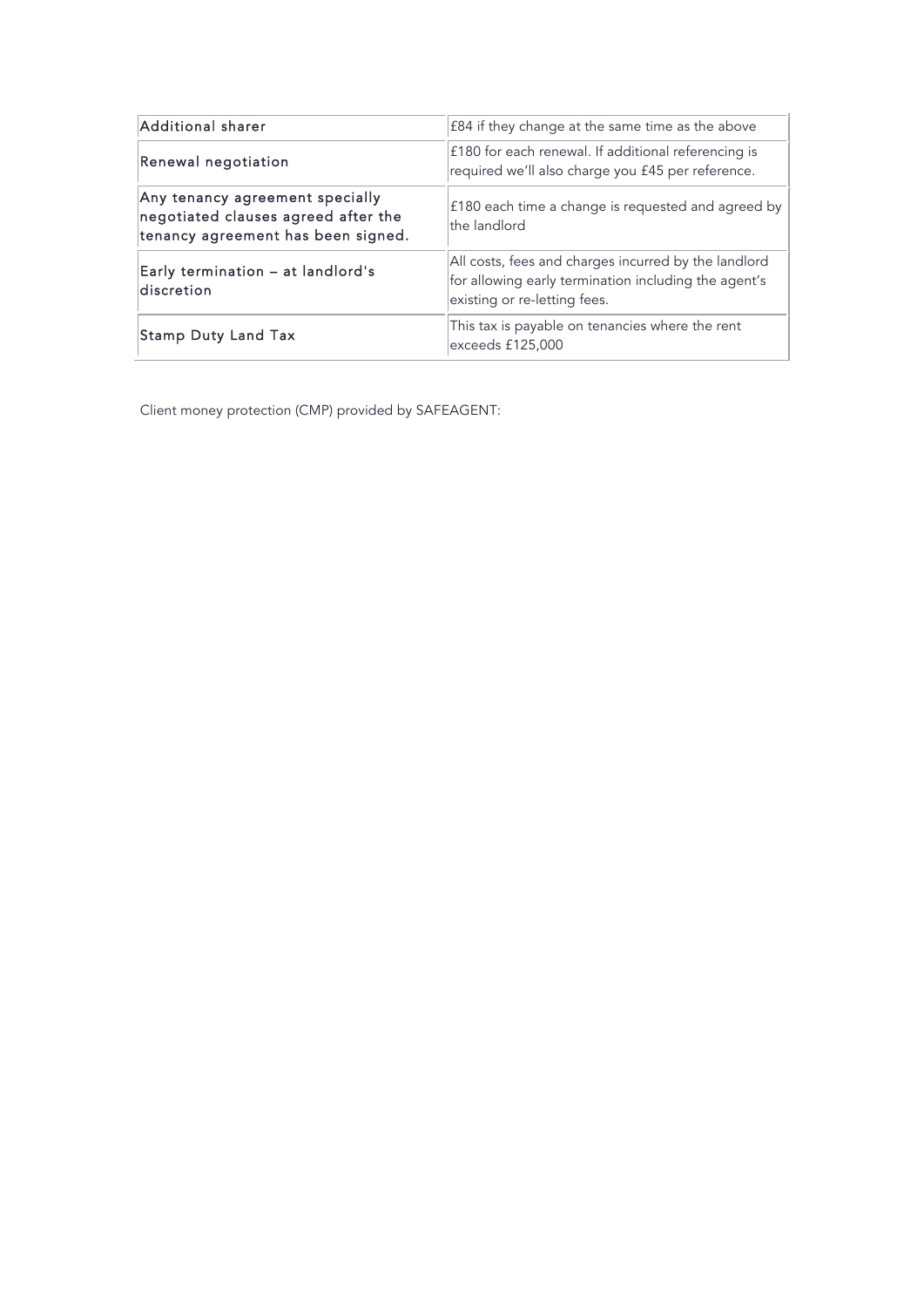| | |
|---|---|
| Additional sharer | £84 if they change at the same time as the above |
| Renewal negotiation | £180 for each renewal. If additional referencing is required we'll also charge you £45 per reference. |
| Any tenancy agreement specially negotiated clauses agreed after the tenancy agreement has been signed. | £180 each time a change is requested and agreed by the landlord |
| Early termination – at landlord's discretion | All costs, fees and charges incurred by the landlord for allowing early termination including the agent's existing or re-letting fees. |
| Stamp Duty Land Tax | This tax is payable on tenancies where the rent exceeds £125,000 |

Client money protection (CMP) provided by SAFEAGENT: